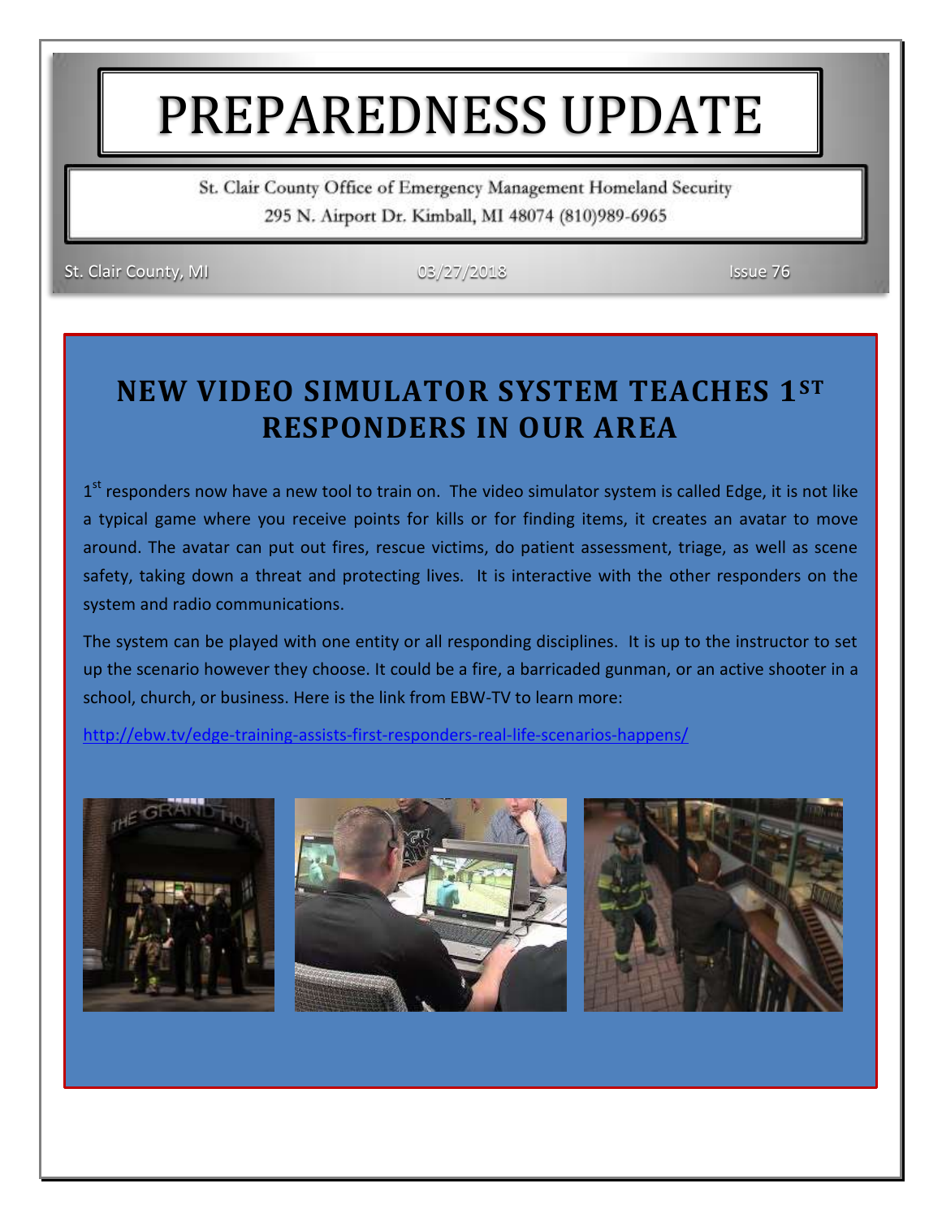# PREPAREDNESS UPDATE

St. Clair County Office of Emergency Management Homeland Security
295 N. Airport Dr. Kimball, MI 48074 (810)989-6965

St. Clair County, MI | 03/27/2018 | Issue 76

## NEW VIDEO SIMULATOR SYSTEM TEACHES 1ST RESPONDERS IN OUR AREA

1st responders now have a new tool to train on. The video simulator system is called Edge, it is not like a typical game where you receive points for kills or for finding items, it creates an avatar to move around. The avatar can put out fires, rescue victims, do patient assessment, triage, as well as scene safety, taking down a threat and protecting lives. It is interactive with the other responders on the system and radio communications.

The system can be played with one entity or all responding disciplines. It is up to the instructor to set up the scenario however they choose. It could be a fire, a barricaded gunman, or an active shooter in a school, church, or business. Here is the link from EBW-TV to learn more:

http://ebw.tv/edge-training-assists-first-responders-real-life-scenarios-happens/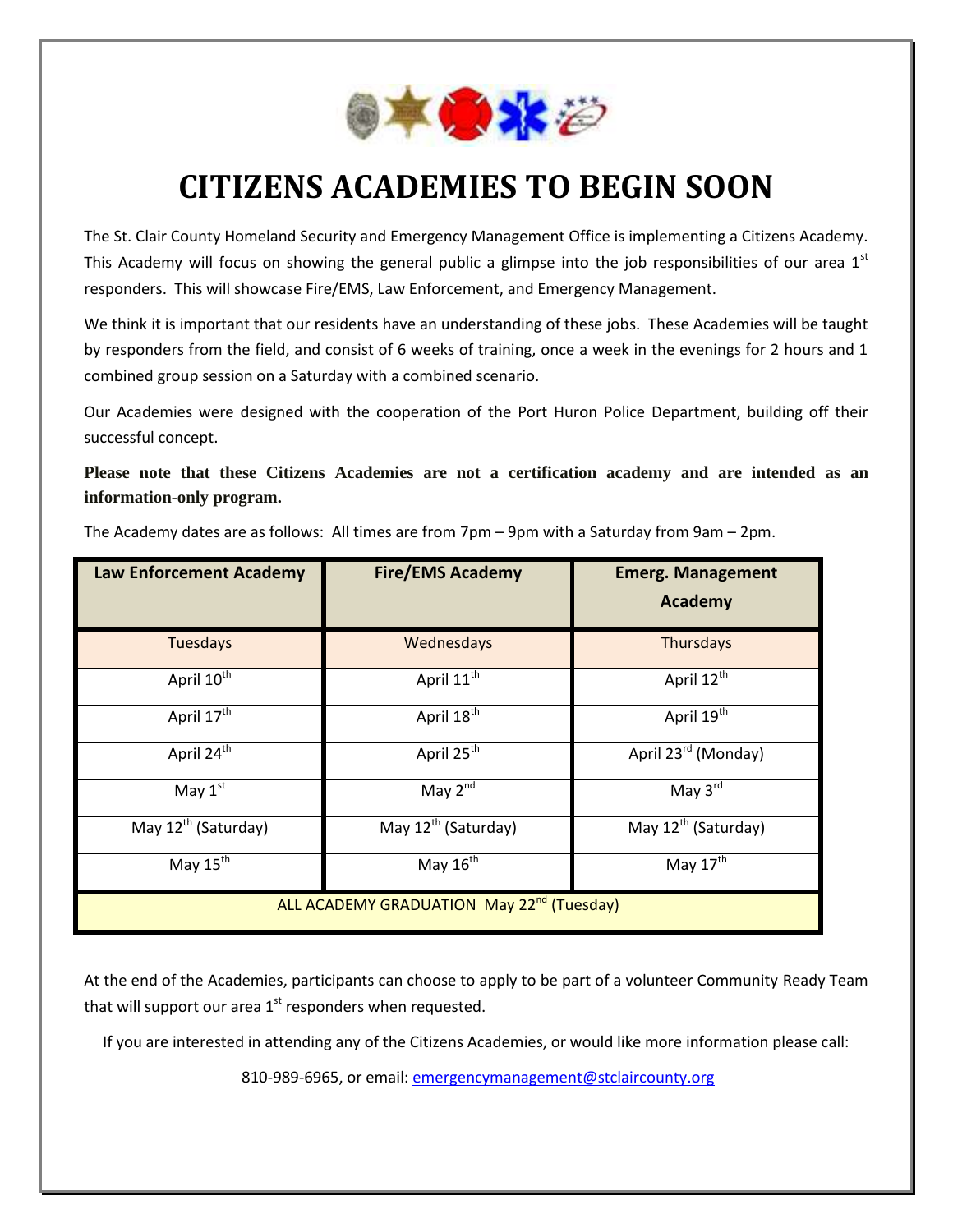# CITIZENS ACADEMIES TO BEGIN SOON

The St. Clair County Homeland Security and Emergency Management Office is implementing a Citizens Academy. This Academy will focus on showing the general public a glimpse into the job responsibilities of our area 1st responders. This will showcase Fire/EMS, Law Enforcement, and Emergency Management.

We think it is important that our residents have an understanding of these jobs. These Academies will be taught by responders from the field, and consist of 6 weeks of training, once a week in the evenings for 2 hours and 1 combined group session on a Saturday with a combined scenario.

Our Academies were designed with the cooperation of the Port Huron Police Department, building off their successful concept.

**Please note that these Citizens Academies are not a certification academy and are intended as an information-only program.**

The Academy dates are as follows: All times are from 7pm – 9pm with a Saturday from 9am – 2pm.

| Law Enforcement Academy | Fire/EMS Academy | Emerg. Management Academy |
|---|---|---|
| Tuesdays | Wednesdays | Thursdays |
| April 10th | April 11th | April 12th |
| April 17th | April 18th | April 19th |
| April 24th | April 25th | April 23rd (Monday) |
| May 1st | May 2nd | May 3rd |
| May 12th (Saturday) | May 12th (Saturday) | May 12th (Saturday) |
| May 15th | May 16th | May 17th |
| ALL ACADEMY GRADUATION May 22nd (Tuesday) | | |

At the end of the Academies, participants can choose to apply to be part of a volunteer Community Ready Team that will support our area 1st responders when requested.

If you are interested in attending any of the Citizens Academies, or would like more information please call:

810-989-6965, or email: emergencymanagement@stclaircounty.org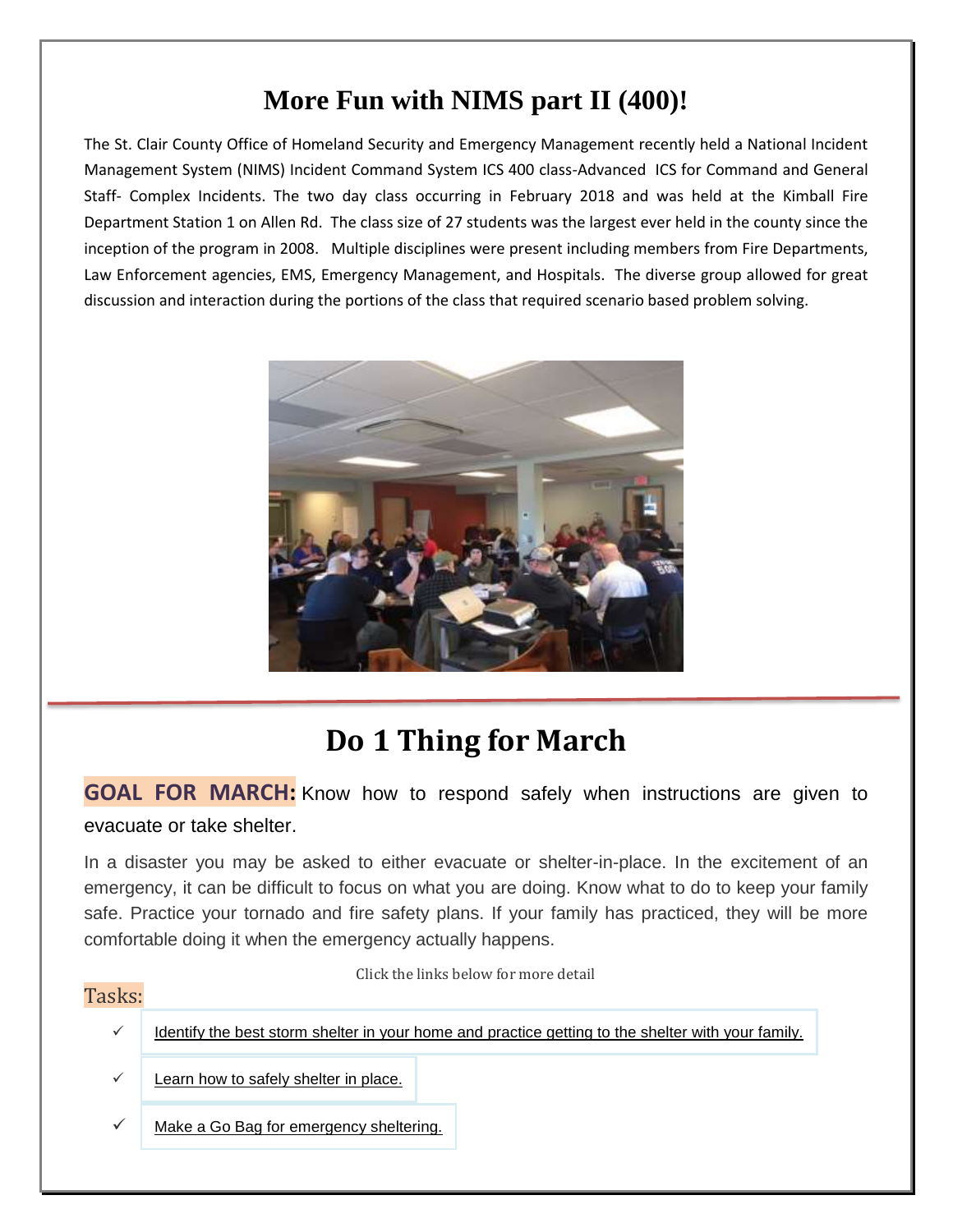# More Fun with NIMS part II (400)!

The St. Clair County Office of Homeland Security and Emergency Management recently held a National Incident Management System (NIMS) Incident Command System ICS 400 class-Advanced ICS for Command and General Staff- Complex Incidents. The two day class occurring in February 2018 and was held at the Kimball Fire Department Station 1 on Allen Rd. The class size of 27 students was the largest ever held in the county since the inception of the program in 2008. Multiple disciplines were present including members from Fire Departments, Law Enforcement agencies, EMS, Emergency Management, and Hospitals. The diverse group allowed for great discussion and interaction during the portions of the class that required scenario based problem solving.

# Do 1 Thing for March

**GOAL FOR MARCH:** Know how to respond safely when instructions are given to evacuate or take shelter.

In a disaster you may be asked to either evacuate or shelter-in-place. In the excitement of an emergency, it can be difficult to focus on what you are doing. Know what to do to keep your family safe. Practice your tornado and fire safety plans. If your family has practiced, they will be more comfortable doing it when the emergency actually happens.

Click the links below for more detail

Tasks:

- ✓ Identify the best storm shelter in your home and practice getting to the shelter with your family.
- ✓ Learn how to safely shelter in place.
- ✓ Make a Go Bag for emergency sheltering.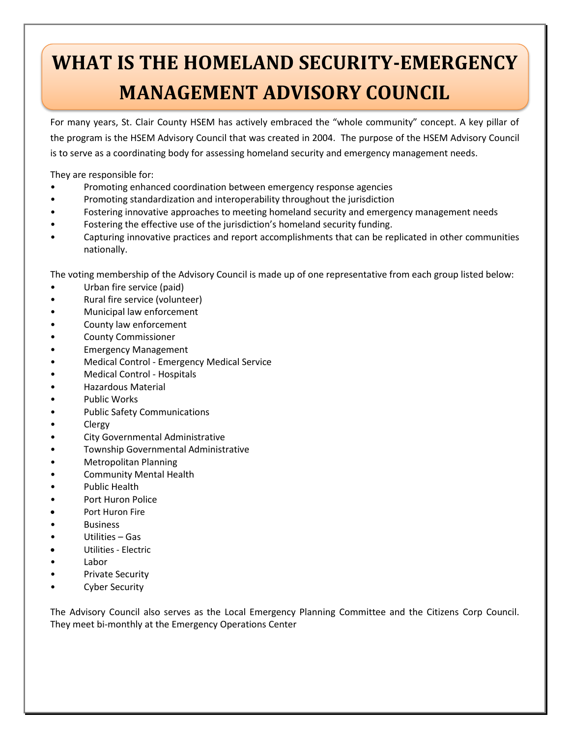# WHAT IS THE HOMELAND SECURITY-EMERGENCY MANAGEMENT ADVISORY COUNCIL

For many years, St. Clair County HSEM has actively embraced the "whole community" concept. A key pillar of the program is the HSEM Advisory Council that was created in 2004. The purpose of the HSEM Advisory Council is to serve as a coordinating body for assessing homeland security and emergency management needs.

They are responsible for:

- Promoting enhanced coordination between emergency response agencies
- Promoting standardization and interoperability throughout the jurisdiction
- Fostering innovative approaches to meeting homeland security and emergency management needs
- Fostering the effective use of the jurisdiction's homeland security funding.
- Capturing innovative practices and report accomplishments that can be replicated in other communities nationally.

The voting membership of the Advisory Council is made up of one representative from each group listed below:

- Urban fire service (paid)
- Rural fire service (volunteer)
- Municipal law enforcement
- County law enforcement
- County Commissioner
- Emergency Management
- Medical Control - Emergency Medical Service
- Medical Control - Hospitals
- Hazardous Material
- Public Works
- Public Safety Communications
- Clergy
- City Governmental Administrative
- Township Governmental Administrative
- Metropolitan Planning
- Community Mental Health
- Public Health
- Port Huron Police
- Port Huron Fire
- Business
- Utilities – Gas
- Utilities - Electric
- Labor
- Private Security
- Cyber Security

The Advisory Council also serves as the Local Emergency Planning Committee and the Citizens Corp Council. They meet bi-monthly at the Emergency Operations Center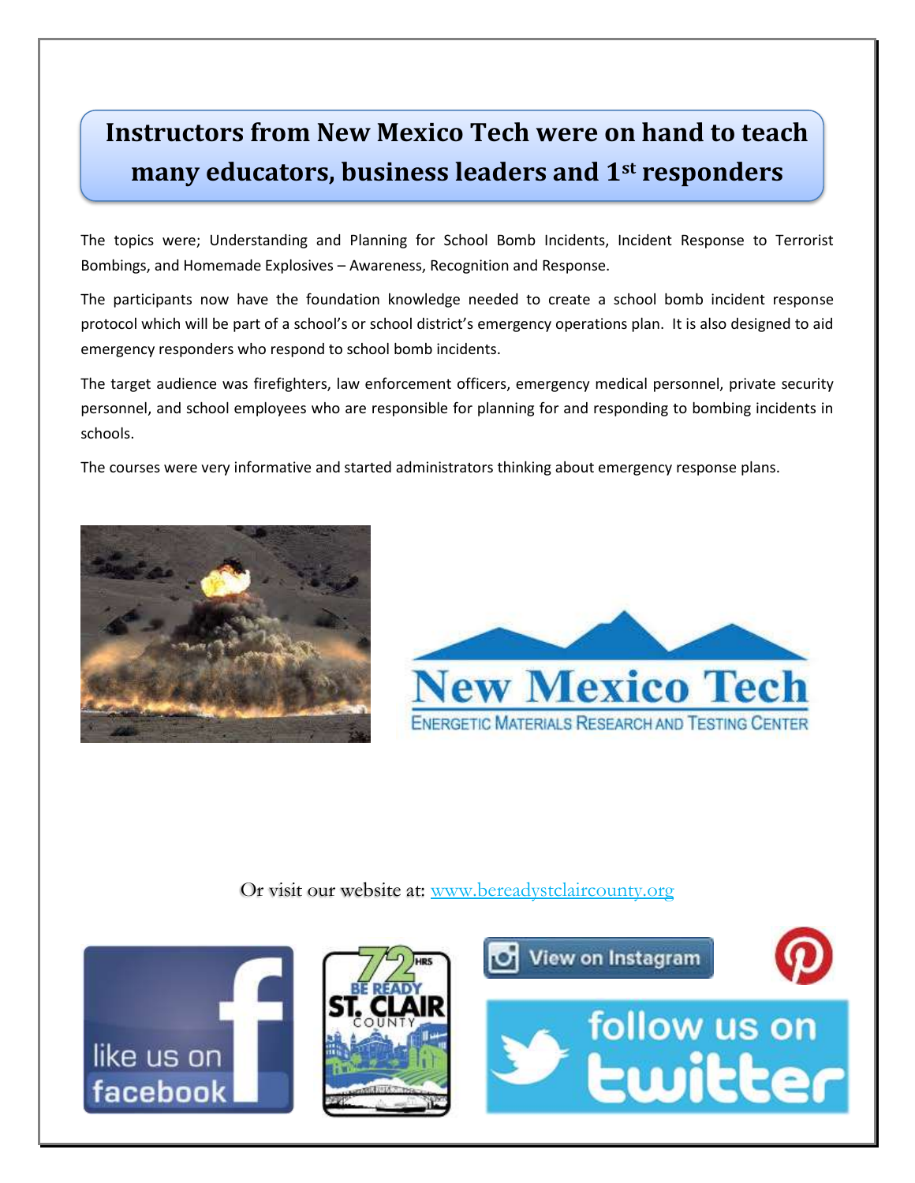# Instructors from New Mexico Tech were on hand to teach many educators, business leaders and 1st responders

The topics were; Understanding and Planning for School Bomb Incidents, Incident Response to Terrorist Bombings, and Homemade Explosives – Awareness, Recognition and Response.

The participants now have the foundation knowledge needed to create a school bomb incident response protocol which will be part of a school's or school district's emergency operations plan. It is also designed to aid emergency responders who respond to school bomb incidents.

The target audience was firefighters, law enforcement officers, emergency medical personnel, private security personnel, and school employees who are responsible for planning for and responding to bombing incidents in schools.

The courses were very informative and started administrators thinking about emergency response plans.

New Mexico Tech
ENERGETIC MATERIALS RESEARCH AND TESTING CENTER

Or visit our website at: www.bereadystclaircounty.org

like us on facebook

72 HRS BE READY ST. CLAIR COUNTY

View on Instagram

follow us on twitter